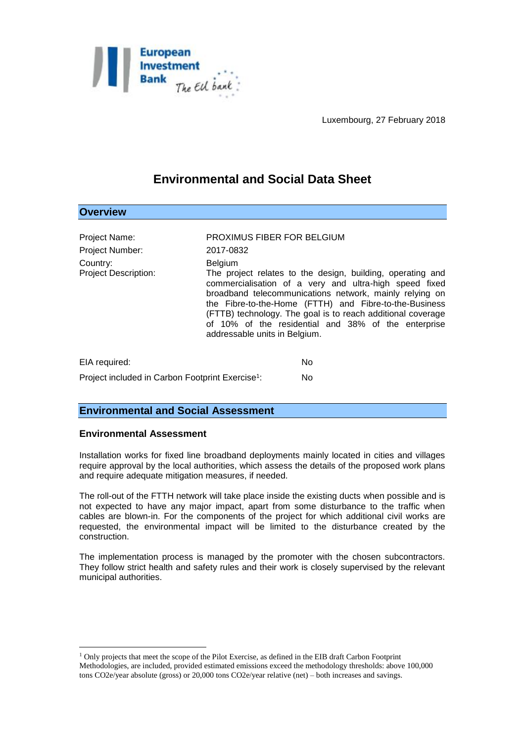Luxembourg, 27 February 2018

# Environmental and Social Data Sheet

## Overview

| | |
|---|---|
| Project Name: | PROXIMUS FIBER FOR BELGIUM |
| Project Number: | 2017-0832 |
| Country: | Belgium |
| Project Description: | The project relates to the design, building, operating and commercialisation of a very and ultra-high speed fixed broadband telecommunications network, mainly relying on the Fibre-to-the-Home (FTTH) and Fibre-to-the-Business (FTTB) technology. The goal is to reach additional coverage of 10% of the residential and 38% of the enterprise addressable units in Belgium. |

| | |
|---|---|
| EIA required: | No |
| Project included in Carbon Footprint Exercise[1]: | No |

## Environmental and Social Assessment

### Environmental Assessment

Installation works for fixed line broadband deployments mainly located in cities and villages require approval by the local authorities, which assess the details of the proposed work plans and require adequate mitigation measures, if needed.

The roll-out of the FTTH network will take place inside the existing ducts when possible and is not expected to have any major impact, apart from some disturbance to the traffic when cables are blown-in. For the components of the project for which additional civil works are requested, the environmental impact will be limited to the disturbance created by the construction.

The implementation process is managed by the promoter with the chosen subcontractors. They follow strict health and safety rules and their work is closely supervised by the relevant municipal authorities.

---

[1] Only projects that meet the scope of the Pilot Exercise, as defined in the EIB draft Carbon Footprint Methodologies, are included, provided estimated emissions exceed the methodology thresholds: above 100,000 tons CO2e/year absolute (gross) or 20,000 tons CO2e/year relative (net) – both increases and savings.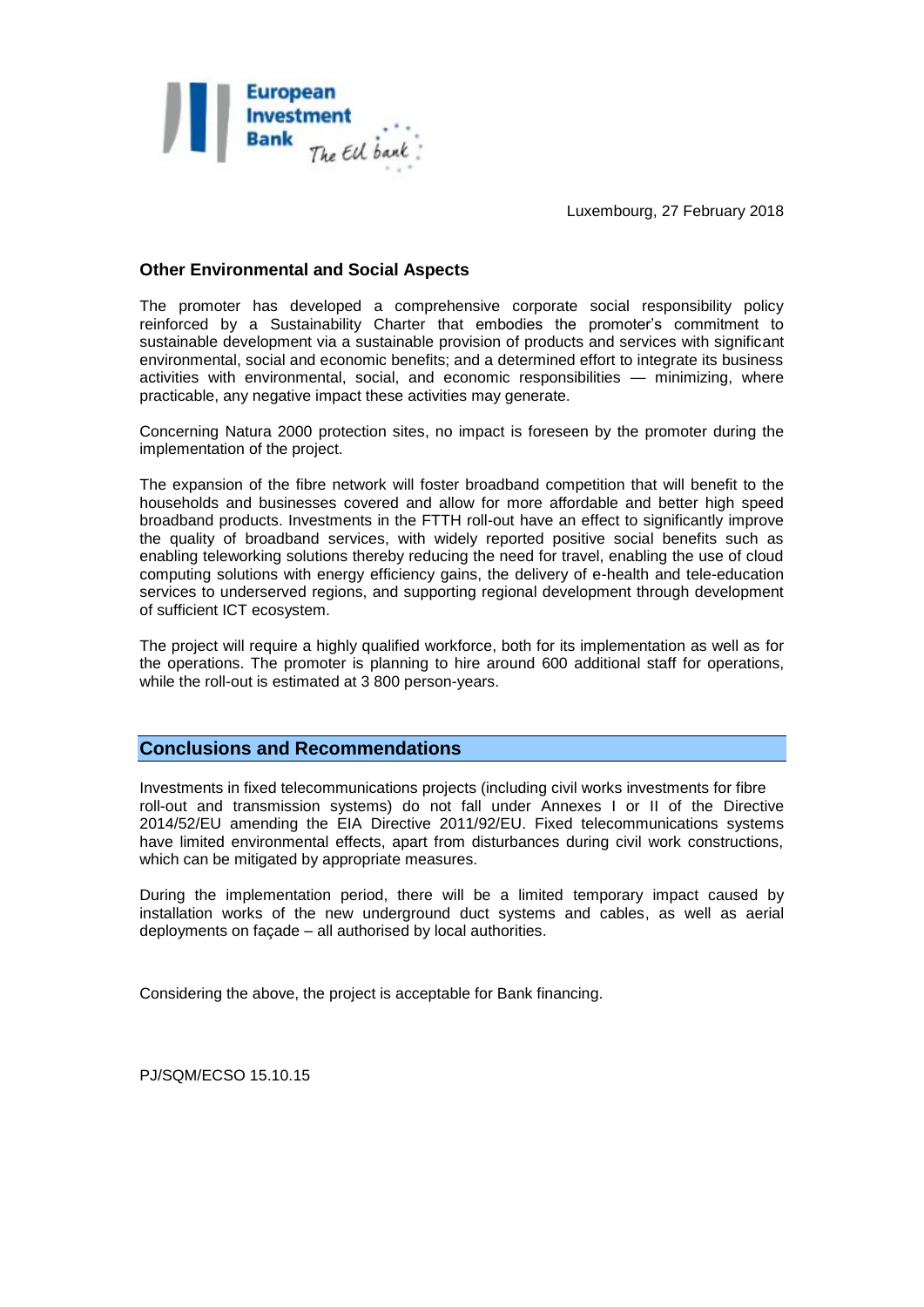Luxembourg, 27 February 2018

### Other Environmental and Social Aspects

The promoter has developed a comprehensive corporate social responsibility policy reinforced by a Sustainability Charter that embodies the promoter's commitment to sustainable development via a sustainable provision of products and services with significant environmental, social and economic benefits; and a determined effort to integrate its business activities with environmental, social, and economic responsibilities — minimizing, where practicable, any negative impact these activities may generate.

Concerning Natura 2000 protection sites, no impact is foreseen by the promoter during the implementation of the project.

The expansion of the fibre network will foster broadband competition that will benefit to the households and businesses covered and allow for more affordable and better high speed broadband products. Investments in the FTTH roll-out have an effect to significantly improve the quality of broadband services, with widely reported positive social benefits such as enabling teleworking solutions thereby reducing the need for travel, enabling the use of cloud computing solutions with energy efficiency gains, the delivery of e-health and tele-education services to underserved regions, and supporting regional development through development of sufficient ICT ecosystem.

The project will require a highly qualified workforce, both for its implementation as well as for the operations. The promoter is planning to hire around 600 additional staff for operations, while the roll-out is estimated at 3 800 person-years.

## Conclusions and Recommendations

Investments in fixed telecommunications projects (including civil works investments for fibre roll-out and transmission systems) do not fall under Annexes I or II of the Directive 2014/52/EU amending the EIA Directive 2011/92/EU. Fixed telecommunications systems have limited environmental effects, apart from disturbances during civil work constructions, which can be mitigated by appropriate measures.

During the implementation period, there will be a limited temporary impact caused by installation works of the new underground duct systems and cables, as well as aerial deployments on façade – all authorised by local authorities.

Considering the above, the project is acceptable for Bank financing.

PJ/SQM/ECSO 15.10.15